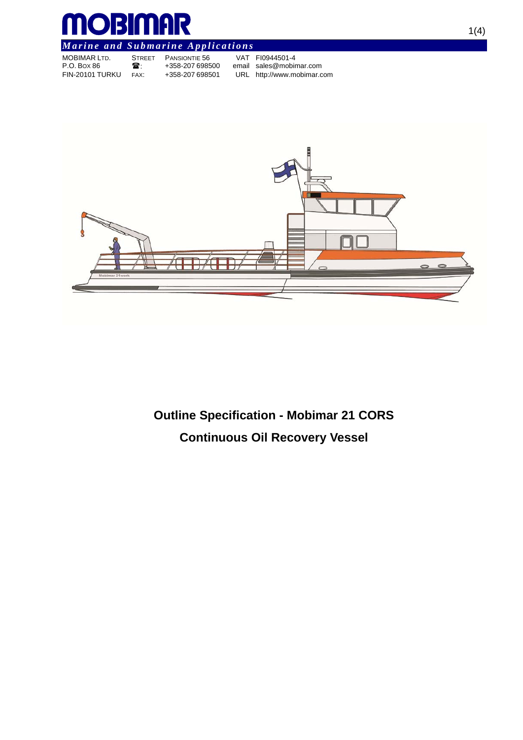# MOBIMAR

*Marine and Submarine Applications*

| | | | | |
|---|---|---|---|---|
| MOBIMAR LTD. | STREET | PANSIONTIE 56 | VAT | FI0944501-4 |
| P.O. BOX 86 | ☎: | +358-207 698500 | email | sales@mobimar.com |
| FIN-20101 TURKU | FAX: | +358-207 698501 | URL | http://www.mobimar.com |

## Outline Specification - Mobimar 21 CORS

## Continuous Oil Recovery Vessel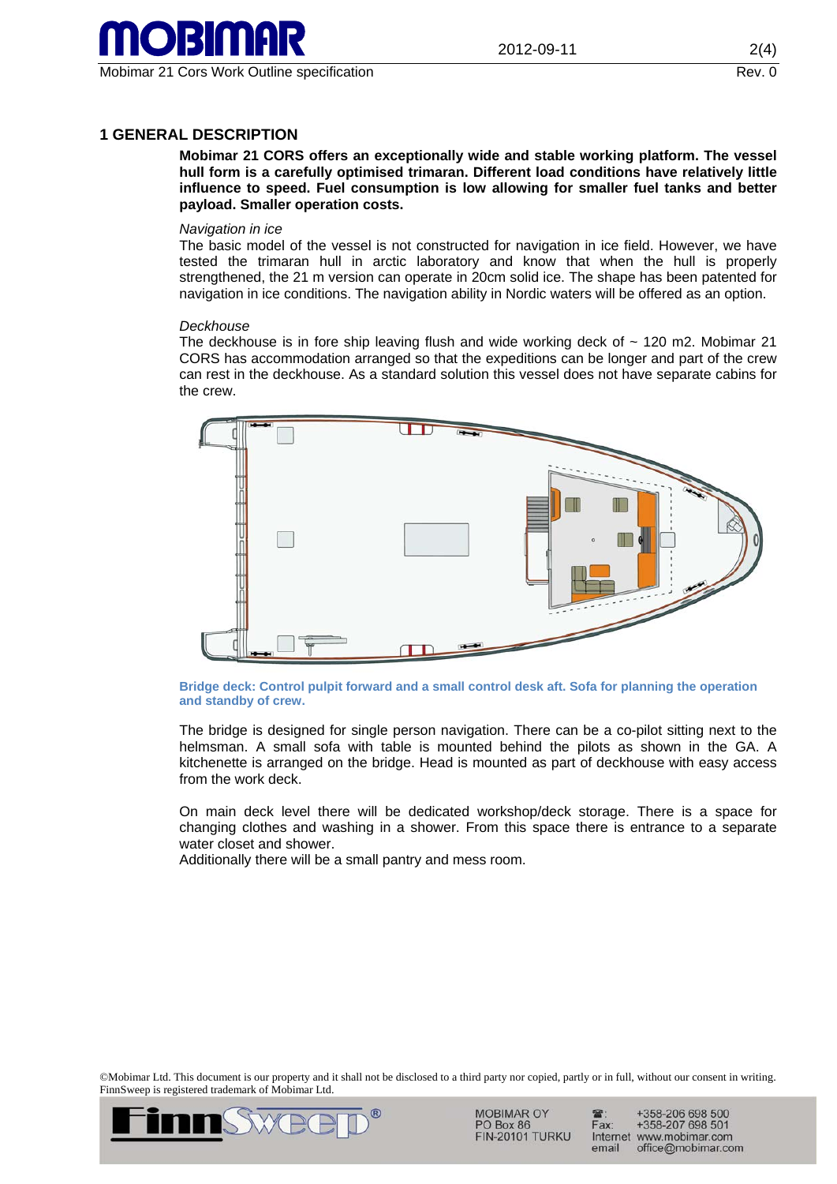# 1 GENERAL DESCRIPTION

**Mobimar 21 CORS offers an exceptionally wide and stable working platform. The vessel hull form is a carefully optimised trimaran. Different load conditions have relatively little influence to speed. Fuel consumption is low allowing for smaller fuel tanks and better payload. Smaller operation costs.**

*Navigation in ice*

The basic model of the vessel is not constructed for navigation in ice field. However, we have tested the trimaran hull in arctic laboratory and know that when the hull is properly strengthened, the 21 m version can operate in 20cm solid ice. The shape has been patented for navigation in ice conditions. The navigation ability in Nordic waters will be offered as an option.

*Deckhouse*

The deckhouse is in fore ship leaving flush and wide working deck of ~ 120 m2. Mobimar 21 CORS has accommodation arranged so that the expeditions can be longer and part of the crew can rest in the deckhouse. As a standard solution this vessel does not have separate cabins for the crew.

**Bridge deck: Control pulpit forward and a small control desk aft. Sofa for planning the operation and standby of crew.**

The bridge is designed for single person navigation. There can be a co-pilot sitting next to the helmsman. A small sofa with table is mounted behind the pilots as shown in the GA. A kitchenette is arranged on the bridge. Head is mounted as part of deckhouse with easy access from the work deck.

On main deck level there will be dedicated workshop/deck storage. There is a space for changing clothes and washing in a shower. From this space there is entrance to a separate water closet and shower.

Additionally there will be a small pantry and mess room.

©Mobimar Ltd. This document is our property and it shall not be disclosed to a third party nor copied, partly or in full, without our consent in writing. FinnSweep is registered trademark of Mobimar Ltd.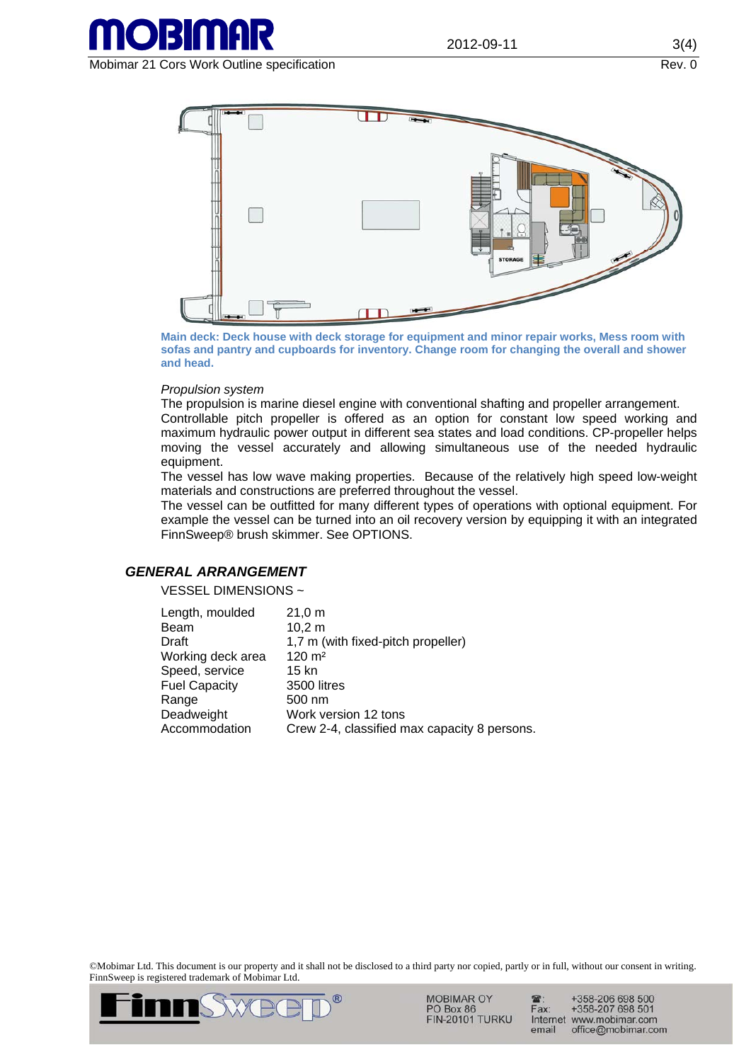Main deck: Deck house with deck storage for equipment and minor repair works, Mess room with sofas and pantry and cupboards for inventory. Change room for changing the overall and shower and head.

*Propulsion system*

The propulsion is marine diesel engine with conventional shafting and propeller arrangement. Controllable pitch propeller is offered as an option for constant low speed working and maximum hydraulic power output in different sea states and load conditions. CP-propeller helps moving the vessel accurately and allowing simultaneous use of the needed hydraulic equipment.

The vessel has low wave making properties. Because of the relatively high speed low-weight materials and constructions are preferred throughout the vessel.

The vessel can be outfitted for many different types of operations with optional equipment. For example the vessel can be turned into an oil recovery version by equipping it with an integrated FinnSweep® brush skimmer. See OPTIONS.

## GENERAL ARRANGEMENT

VESSEL DIMENSIONS ~

| | |
|---|---|
| Length, moulded | 21,0 m |
| Beam | 10,2 m |
| Draft | 1,7 m (with fixed-pitch propeller) |
| Working deck area | 120 m² |
| Speed, service | 15 kn |
| Fuel Capacity | 3500 litres |
| Range | 500 nm |
| Deadweight | Work version 12 tons |
| Accommodation | Crew 2-4, classified max capacity 8 persons. |

©Mobimar Ltd. This document is our property and it shall not be disclosed to a third party nor copied, partly or in full, without our consent in writing. FinnSweep is registered trademark of Mobimar Ltd.

MOBIMAR OY
PO Box 86
FIN-20101 TURKU

☎: +358-206 698 500
Fax: +358-207 698 501
Internet www.mobimar.com
email office@mobimar.com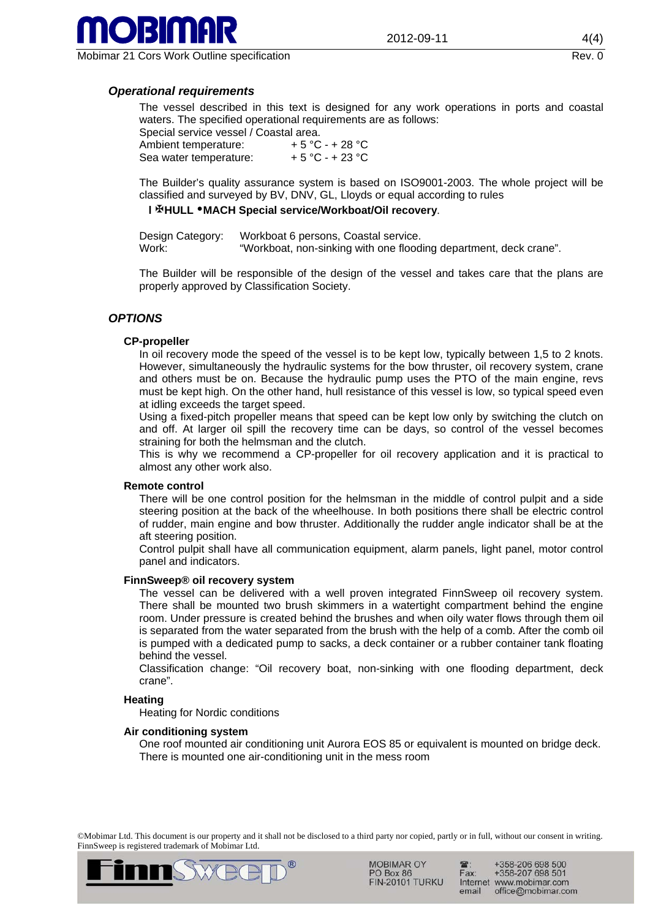### *Operational requirements*

The vessel described in this text is designed for any work operations in ports and coastal waters. The specified operational requirements are as follows:
Special service vessel / Coastal area.

| | |
|---|---|
| Ambient temperature: | + 5 °C - + 28 °C |
| Sea water temperature: | + 5 °C - + 23 °C |

The Builder's quality assurance system is based on ISO9001-2003. The whole project will be classified and surveyed by BV, DNV, GL, Lloyds or equal according to rules

**I ✠HULL •MACH Special service/Workboat/Oil recovery**.

| | |
|---|---|
| Design Category: | Workboat 6 persons, Coastal service. |
| Work: | "Workboat, non-sinking with one flooding department, deck crane". |

The Builder will be responsible of the design of the vessel and takes care that the plans are properly approved by Classification Society.

### *OPTIONS*

**CP-propeller**

In oil recovery mode the speed of the vessel is to be kept low, typically between 1,5 to 2 knots. However, simultaneously the hydraulic systems for the bow thruster, oil recovery system, crane and others must be on. Because the hydraulic pump uses the PTO of the main engine, revs must be kept high. On the other hand, hull resistance of this vessel is low, so typical speed even at idling exceeds the target speed.

Using a fixed-pitch propeller means that speed can be kept low only by switching the clutch on and off. At larger oil spill the recovery time can be days, so control of the vessel becomes straining for both the helmsman and the clutch.

This is why we recommend a CP-propeller for oil recovery application and it is practical to almost any other work also.

**Remote control**

There will be one control position for the helmsman in the middle of control pulpit and a side steering position at the back of the wheelhouse. In both positions there shall be electric control of rudder, main engine and bow thruster. Additionally the rudder angle indicator shall be at the aft steering position.

Control pulpit shall have all communication equipment, alarm panels, light panel, motor control panel and indicators.

**FinnSweep® oil recovery system**

The vessel can be delivered with a well proven integrated FinnSweep oil recovery system. There shall be mounted two brush skimmers in a watertight compartment behind the engine room. Under pressure is created behind the brushes and when oily water flows through them oil is separated from the water separated from the brush with the help of a comb. After the comb oil is pumped with a dedicated pump to sacks, a deck container or a rubber container tank floating behind the vessel.

Classification change: "Oil recovery boat, non-sinking with one flooding department, deck crane".

**Heating**

Heating for Nordic conditions

**Air conditioning system**

One roof mounted air conditioning unit Aurora EOS 85 or equivalent is mounted on bridge deck.
There is mounted one air-conditioning unit in the mess room